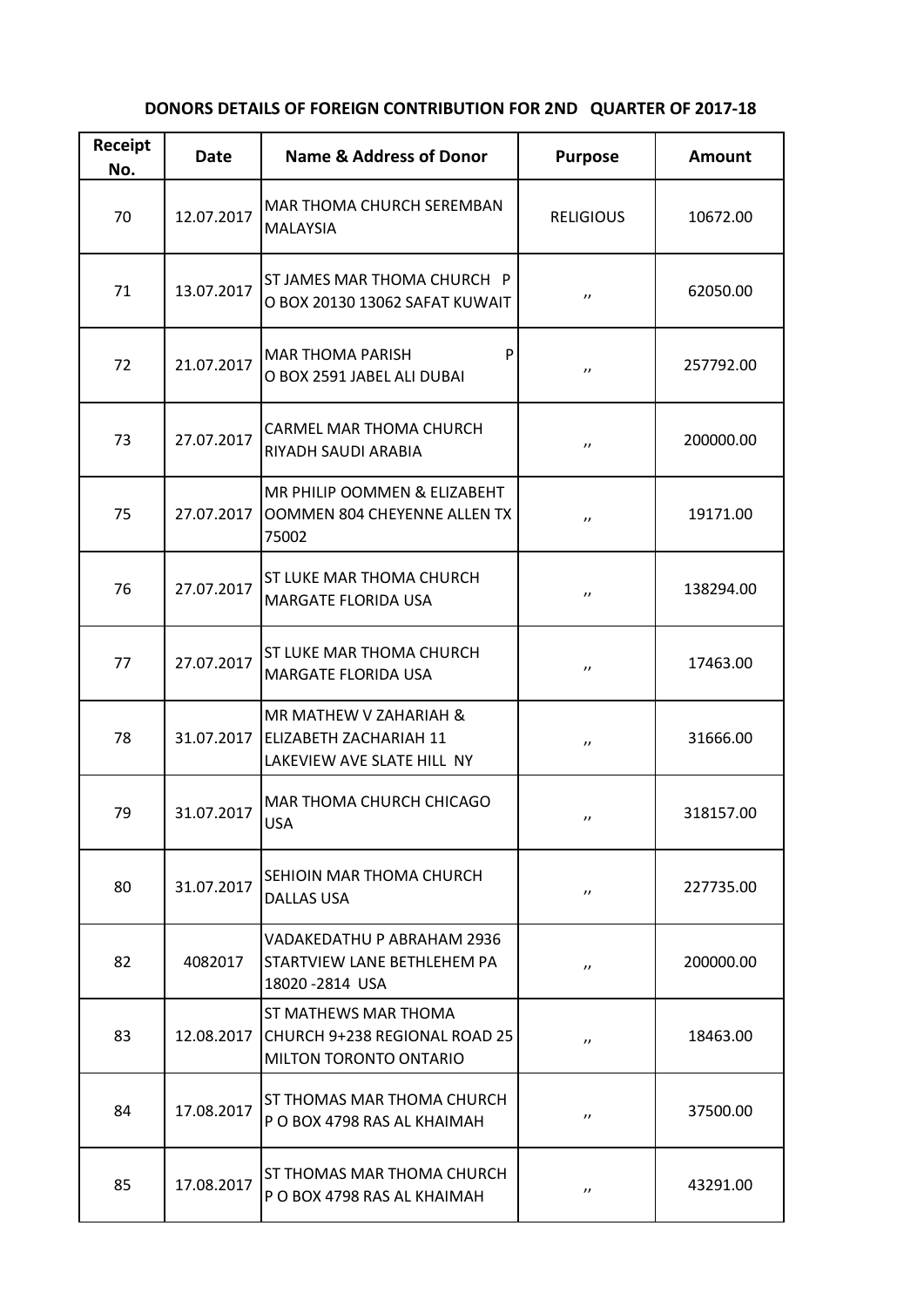## DONORS DETAILS OF FOREIGN CONTRIBUTION FOR 2ND QUARTER OF 2017-18

| Receipt No. | Date | Name & Address of Donor | Purpose | Amount |
|---|---|---|---|---|
| 70 | 12.07.2017 | MAR THOMA CHURCH SEREMBAN MALAYSIA | RELIGIOUS | 10672.00 |
| 71 | 13.07.2017 | ST JAMES MAR THOMA CHURCH P O BOX 20130 13062 SAFAT KUWAIT | ,, | 62050.00 |
| 72 | 21.07.2017 | MAR THOMA PARISH P O BOX 2591 JABEL ALI DUBAI | ,, | 257792.00 |
| 73 | 27.07.2017 | CARMEL MAR THOMA CHURCH RIYADH SAUDI ARABIA | ,, | 200000.00 |
| 75 | 27.07.2017 | MR PHILIP OOMMEN & ELIZABEHT OOMMEN 804 CHEYENNE ALLEN TX 75002 | ,, | 19171.00 |
| 76 | 27.07.2017 | ST LUKE MAR THOMA CHURCH MARGATE FLORIDA USA | ,, | 138294.00 |
| 77 | 27.07.2017 | ST LUKE MAR THOMA CHURCH MARGATE FLORIDA USA | ,, | 17463.00 |
| 78 | 31.07.2017 | MR MATHEW V ZAHARIAH & ELIZABETH ZACHARIAH 11 LAKEVIEW AVE SLATE HILL NY | ,, | 31666.00 |
| 79 | 31.07.2017 | MAR THOMA CHURCH CHICAGO USA | ,, | 318157.00 |
| 80 | 31.07.2017 | SEHIOIN MAR THOMA CHURCH DALLAS USA | ,, | 227735.00 |
| 82 | 4082017 | VADAKEDATHU P ABRAHAM 2936 STARTVIEW LANE BETHLEHEM PA 18020 -2814 USA | ,, | 200000.00 |
| 83 | 12.08.2017 | ST MATHEWS MAR THOMA CHURCH 9+238 REGIONAL ROAD 25 MILTON TORONTO ONTARIO | ,, | 18463.00 |
| 84 | 17.08.2017 | ST THOMAS MAR THOMA CHURCH P O BOX 4798 RAS AL KHAIMAH | ,, | 37500.00 |
| 85 | 17.08.2017 | ST THOMAS MAR THOMA CHURCH P O BOX 4798 RAS AL KHAIMAH | ,, | 43291.00 |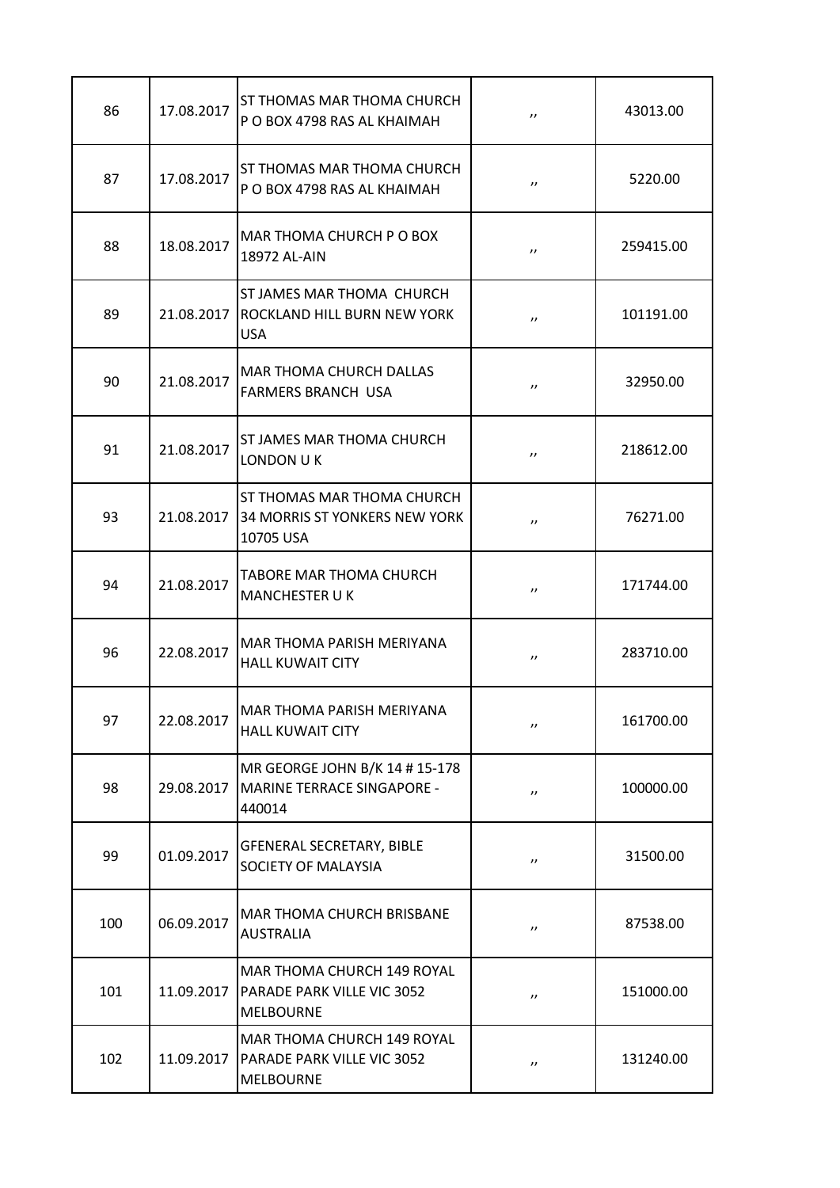| 86 | 17.08.2017 | ST THOMAS MAR THOMA CHURCH P O BOX 4798 RAS AL KHAIMAH | ,, | 43013.00 |
|---|---|---|---|---|
| 87 | 17.08.2017 | ST THOMAS MAR THOMA CHURCH P O BOX 4798 RAS AL KHAIMAH | ,, | 5220.00 |
| 88 | 18.08.2017 | MAR THOMA CHURCH P O BOX 18972 AL-AIN | ,, | 259415.00 |
| 89 | 21.08.2017 | ST JAMES MAR THOMA CHURCH ROCKLAND HILL BURN NEW YORK USA | ,, | 101191.00 |
| 90 | 21.08.2017 | MAR THOMA CHURCH DALLAS FARMERS BRANCH USA | ,, | 32950.00 |
| 91 | 21.08.2017 | ST JAMES MAR THOMA CHURCH LONDON U K | ,, | 218612.00 |
| 93 | 21.08.2017 | ST THOMAS MAR THOMA CHURCH 34 MORRIS ST YONKERS NEW YORK 10705 USA | ,, | 76271.00 |
| 94 | 21.08.2017 | TABORE MAR THOMA CHURCH MANCHESTER U K | ,, | 171744.00 |
| 96 | 22.08.2017 | MAR THOMA PARISH MERIYANA HALL KUWAIT CITY | ,, | 283710.00 |
| 97 | 22.08.2017 | MAR THOMA PARISH MERIYANA HALL KUWAIT CITY | ,, | 161700.00 |
| 98 | 29.08.2017 | MR GEORGE JOHN B/K 14 # 15-178 MARINE TERRACE SINGAPORE - 440014 | ,, | 100000.00 |
| 99 | 01.09.2017 | GFENERAL SECRETARY, BIBLE SOCIETY OF MALAYSIA | ,, | 31500.00 |
| 100 | 06.09.2017 | MAR THOMA CHURCH BRISBANE AUSTRALIA | ,, | 87538.00 |
| 101 | 11.09.2017 | MAR THOMA CHURCH 149 ROYAL PARADE PARK VILLE VIC 3052 MELBOURNE | ,, | 151000.00 |
| 102 | 11.09.2017 | MAR THOMA CHURCH 149 ROYAL PARADE PARK VILLE VIC 3052 MELBOURNE | ,, | 131240.00 |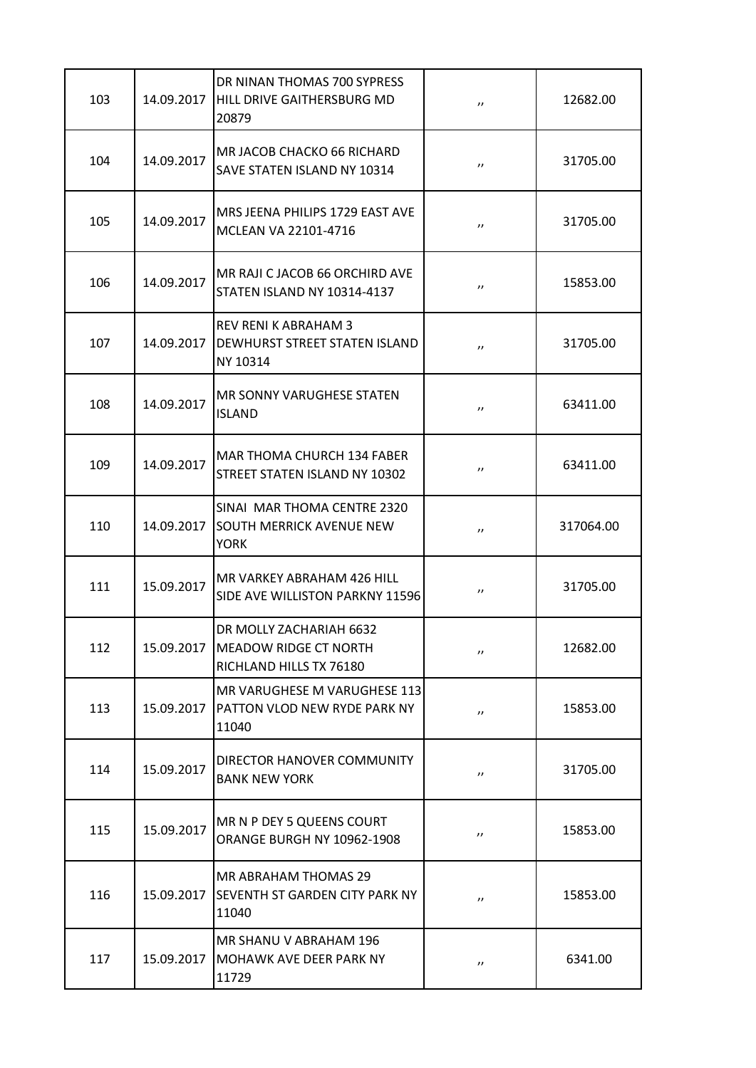| | | | | |
|---|---|---|---|---|
| 103 | 14.09.2017 | DR NINAN THOMAS 700 SYPRESS HILL DRIVE GAITHERSBURG MD 20879 | ,, | 12682.00 |
| 104 | 14.09.2017 | MR JACOB CHACKO 66 RICHARD SAVE STATEN ISLAND NY 10314 | ,, | 31705.00 |
| 105 | 14.09.2017 | MRS JEENA PHILIPS 1729 EAST AVE MCLEAN VA 22101-4716 | ,, | 31705.00 |
| 106 | 14.09.2017 | MR RAJI C JACOB 66 ORCHIRD AVE STATEN ISLAND NY 10314-4137 | ,, | 15853.00 |
| 107 | 14.09.2017 | REV RENI K ABRAHAM 3 DEWHURST STREET STATEN ISLAND NY 10314 | ,, | 31705.00 |
| 108 | 14.09.2017 | MR SONNY VARUGHESE STATEN ISLAND | ,, | 63411.00 |
| 109 | 14.09.2017 | MAR THOMA CHURCH 134 FABER STREET STATEN ISLAND NY 10302 | ,, | 63411.00 |
| 110 | 14.09.2017 | SINAI MAR THOMA CENTRE 2320 SOUTH MERRICK AVENUE NEW YORK | ,, | 317064.00 |
| 111 | 15.09.2017 | MR VARKEY ABRAHAM 426 HILL SIDE AVE WILLISTON PARKNY 11596 | ,, | 31705.00 |
| 112 | 15.09.2017 | DR MOLLY ZACHARIAH 6632 MEADOW RIDGE CT NORTH RICHLAND HILLS TX 76180 | ,, | 12682.00 |
| 113 | 15.09.2017 | MR VARUGHESE M VARUGHESE 113 PATTON VLOD NEW RYDE PARK NY 11040 | ,, | 15853.00 |
| 114 | 15.09.2017 | DIRECTOR HANOVER COMMUNITY BANK NEW YORK | ,, | 31705.00 |
| 115 | 15.09.2017 | MR N P DEY 5 QUEENS COURT ORANGE BURGH NY 10962-1908 | ,, | 15853.00 |
| 116 | 15.09.2017 | MR ABRAHAM THOMAS 29 SEVENTH ST GARDEN CITY PARK NY 11040 | ,, | 15853.00 |
| 117 | 15.09.2017 | MR SHANU V ABRAHAM 196 MOHAWK AVE DEER PARK NY 11729 | ,, | 6341.00 |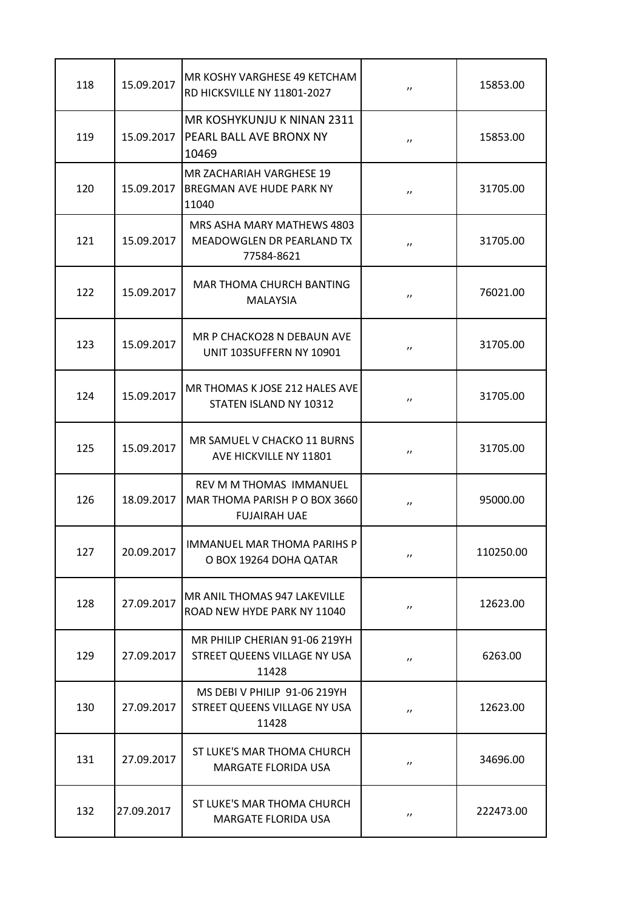| 118 | 15.09.2017 | MR KOSHY VARGHESE 49 KETCHAM RD HICKSVILLE NY 11801-2027 | ,, | 15853.00 |
|---|---|---|---|---|
| 119 | 15.09.2017 | MR KOSHYKUNJU K NINAN 2311 PEARL BALL AVE BRONX NY 10469 | ,, | 15853.00 |
| 120 | 15.09.2017 | MR ZACHARIAH VARGHESE 19 BREGMAN AVE HUDE PARK NY 11040 | ,, | 31705.00 |
| 121 | 15.09.2017 | MRS ASHA MARY MATHEWS 4803 MEADOWGLEN DR PEARLAND TX 77584-8621 | ,, | 31705.00 |
| 122 | 15.09.2017 | MAR THOMA CHURCH BANTING MALAYSIA | ,, | 76021.00 |
| 123 | 15.09.2017 | MR P CHACKO28 N DEBAUN AVE UNIT 103SUFFERN NY 10901 | ,, | 31705.00 |
| 124 | 15.09.2017 | MR THOMAS K JOSE 212 HALES AVE STATEN ISLAND NY 10312 | ,, | 31705.00 |
| 125 | 15.09.2017 | MR SAMUEL V CHACKO 11 BURNS AVE HICKVILLE NY 11801 | ,, | 31705.00 |
| 126 | 18.09.2017 | REV M M THOMAS IMMANUEL MAR THOMA PARISH P O BOX 3660 FUJAIRAH UAE | ,, | 95000.00 |
| 127 | 20.09.2017 | IMMANUEL MAR THOMA PARIHS P O BOX 19264 DOHA QATAR | ,, | 110250.00 |
| 128 | 27.09.2017 | MR ANIL THOMAS 947 LAKEVILLE ROAD NEW HYDE PARK NY 11040 | ,, | 12623.00 |
| 129 | 27.09.2017 | MR PHILIP CHERIAN 91-06 219YH STREET QUEENS VILLAGE NY USA 11428 | ,, | 6263.00 |
| 130 | 27.09.2017 | MS DEBI V PHILIP 91-06 219YH STREET QUEENS VILLAGE NY USA 11428 | ,, | 12623.00 |
| 131 | 27.09.2017 | ST LUKE'S MAR THOMA CHURCH MARGATE FLORIDA USA | ,, | 34696.00 |
| 132 | 27.09.2017 | ST LUKE'S MAR THOMA CHURCH MARGATE FLORIDA USA | ,, | 222473.00 |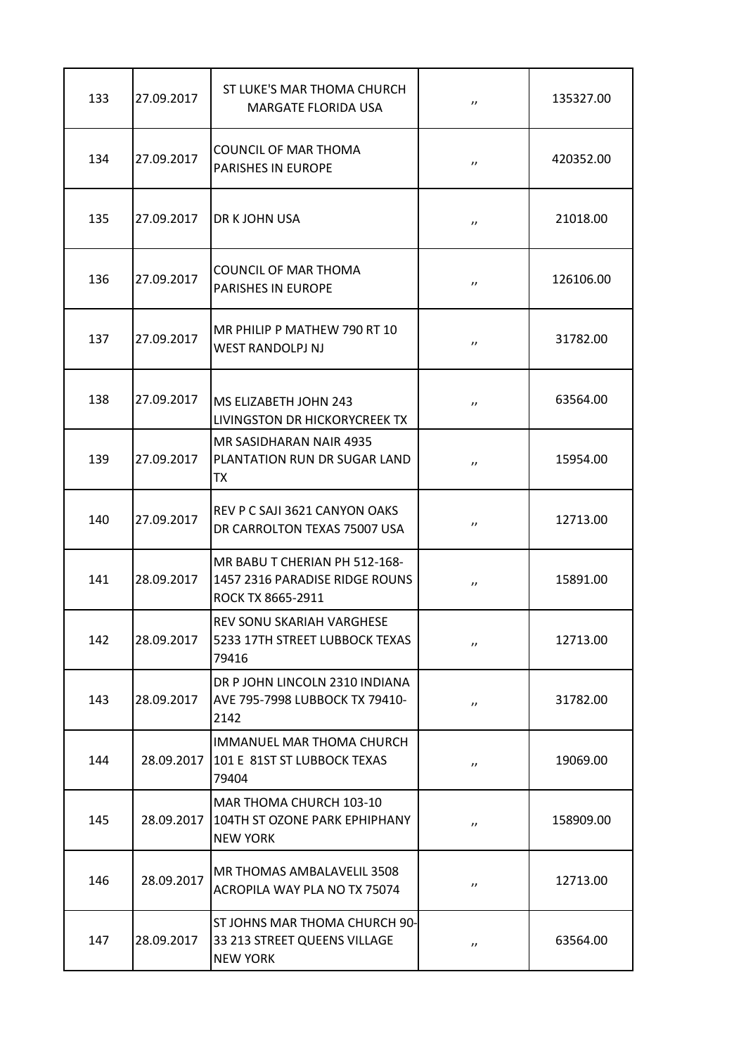| 133 | 27.09.2017 | ST LUKE'S MAR THOMA CHURCH MARGATE FLORIDA USA | ,, | 135327.00 |
|---|---|---|---|---|
| 134 | 27.09.2017 | COUNCIL OF MAR THOMA PARISHES IN EUROPE | ,, | 420352.00 |
| 135 | 27.09.2017 | DR K JOHN USA | ,, | 21018.00 |
| 136 | 27.09.2017 | COUNCIL OF MAR THOMA PARISHES IN EUROPE | ,, | 126106.00 |
| 137 | 27.09.2017 | MR PHILIP P MATHEW 790 RT 10 WEST RANDOLPJ NJ | ,, | 31782.00 |
| 138 | 27.09.2017 | MS ELIZABETH JOHN 243 LIVINGSTON DR HICKORYCREEK TX | ,, | 63564.00 |
| 139 | 27.09.2017 | MR SASIDHARAN NAIR 4935 PLANTATION RUN DR SUGAR LAND TX | ,, | 15954.00 |
| 140 | 27.09.2017 | REV P C SAJI 3621 CANYON OAKS DR CARROLTON TEXAS 75007 USA | ,, | 12713.00 |
| 141 | 28.09.2017 | MR BABU T CHERIAN PH 512-168-1457 2316 PARADISE RIDGE ROUNS ROCK TX 8665-2911 | ,, | 15891.00 |
| 142 | 28.09.2017 | REV SONU SKARIAH VARGHESE 5233 17TH STREET LUBBOCK TEXAS 79416 | ,, | 12713.00 |
| 143 | 28.09.2017 | DR P JOHN LINCOLN 2310 INDIANA AVE 795-7998 LUBBOCK TX 79410-2142 | ,, | 31782.00 |
| 144 | 28.09.2017 | IMMANUEL MAR THOMA CHURCH 101 E 81ST ST LUBBOCK TEXAS 79404 | ,, | 19069.00 |
| 145 | 28.09.2017 | MAR THOMA CHURCH 103-10 104TH ST OZONE PARK EPHIPHANY NEW YORK | ,, | 158909.00 |
| 146 | 28.09.2017 | MR THOMAS AMBALAVELIL 3508 ACROPILA WAY PLA NO TX 75074 | ,, | 12713.00 |
| 147 | 28.09.2017 | ST JOHNS MAR THOMA CHURCH 90-33 213 STREET QUEENS VILLAGE NEW YORK | ,, | 63564.00 |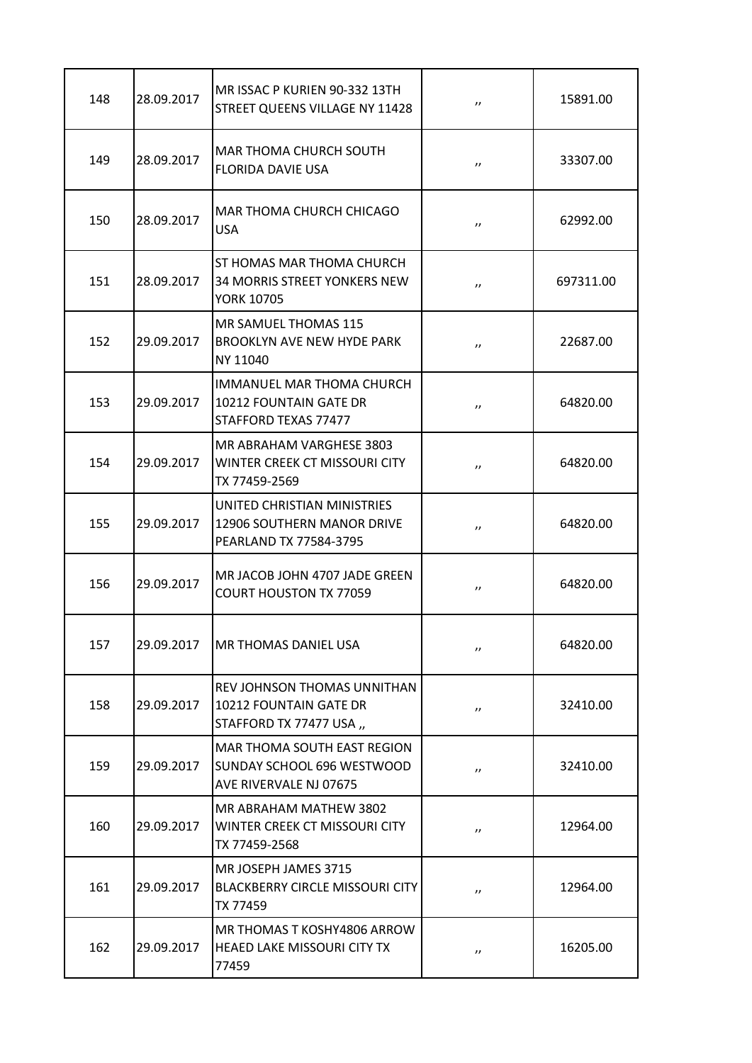| 148 | 28.09.2017 | MR ISSAC P KURIEN 90-332 13TH STREET QUEENS VILLAGE NY 11428 | ,, | 15891.00 |
|---|---|---|---|---|
| 149 | 28.09.2017 | MAR THOMA CHURCH SOUTH FLORIDA DAVIE USA | ,, | 33307.00 |
| 150 | 28.09.2017 | MAR THOMA CHURCH CHICAGO USA | ,, | 62992.00 |
| 151 | 28.09.2017 | ST HOMAS MAR THOMA CHURCH 34 MORRIS STREET YONKERS NEW YORK 10705 | ,, | 697311.00 |
| 152 | 29.09.2017 | MR SAMUEL THOMAS 115 BROOKLYN AVE NEW HYDE PARK NY 11040 | ,, | 22687.00 |
| 153 | 29.09.2017 | IMMANUEL MAR THOMA CHURCH 10212 FOUNTAIN GATE DR STAFFORD TEXAS 77477 | ,, | 64820.00 |
| 154 | 29.09.2017 | MR ABRAHAM VARGHESE 3803 WINTER CREEK CT MISSOURI CITY TX 77459-2569 | ,, | 64820.00 |
| 155 | 29.09.2017 | UNITED CHRISTIAN MINISTRIES 12906 SOUTHERN MANOR DRIVE PEARLAND TX 77584-3795 | ,, | 64820.00 |
| 156 | 29.09.2017 | MR JACOB JOHN 4707 JADE GREEN COURT HOUSTON TX 77059 | ,, | 64820.00 |
| 157 | 29.09.2017 | MR THOMAS DANIEL USA | ,, | 64820.00 |
| 158 | 29.09.2017 | REV JOHNSON THOMAS UNNITHAN 10212 FOUNTAIN GATE DR STAFFORD TX 77477 USA ,, | ,, | 32410.00 |
| 159 | 29.09.2017 | MAR THOMA SOUTH EAST REGION SUNDAY SCHOOL 696 WESTWOOD AVE RIVERVALE NJ 07675 | ,, | 32410.00 |
| 160 | 29.09.2017 | MR ABRAHAM MATHEW 3802 WINTER CREEK CT MISSOURI CITY TX 77459-2568 | ,, | 12964.00 |
| 161 | 29.09.2017 | MR JOSEPH JAMES 3715 BLACKBERRY CIRCLE MISSOURI CITY TX 77459 | ,, | 12964.00 |
| 162 | 29.09.2017 | MR THOMAS T KOSHY4806 ARROW HEAED LAKE MISSOURI CITY TX 77459 | ,, | 16205.00 |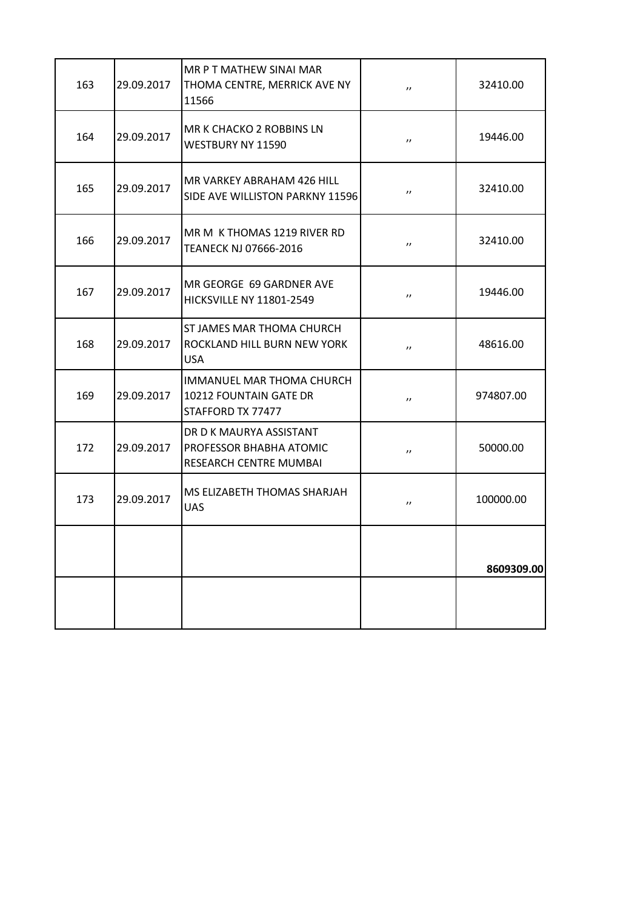| | | | | |
|---|---|---|---|---|
| 163 | 29.09.2017 | MR P T MATHEW SINAI MAR THOMA CENTRE, MERRICK AVE NY 11566 | ,, | 32410.00 |
| 164 | 29.09.2017 | MR K CHACKO 2 ROBBINS LN WESTBURY NY 11590 | ,, | 19446.00 |
| 165 | 29.09.2017 | MR VARKEY ABRAHAM 426 HILL SIDE AVE WILLISTON PARKNY 11596 | ,, | 32410.00 |
| 166 | 29.09.2017 | MR M K THOMAS 1219 RIVER RD TEANECK NJ 07666-2016 | ,, | 32410.00 |
| 167 | 29.09.2017 | MR GEORGE 69 GARDNER AVE HICKSVILLE NY 11801-2549 | ,, | 19446.00 |
| 168 | 29.09.2017 | ST JAMES MAR THOMA CHURCH ROCKLAND HILL BURN NEW YORK USA | ,, | 48616.00 |
| 169 | 29.09.2017 | IMMANUEL MAR THOMA CHURCH 10212 FOUNTAIN GATE DR STAFFORD TX 77477 | ,, | 974807.00 |
| 172 | 29.09.2017 | DR D K MAURYA ASSISTANT PROFESSOR BHABHA ATOMIC RESEARCH CENTRE MUMBAI | ,, | 50000.00 |
| 173 | 29.09.2017 | MS ELIZABETH THOMAS SHARJAH UAS | ,, | 100000.00 |
| | | | | **8609309.00** |
| | | | | |